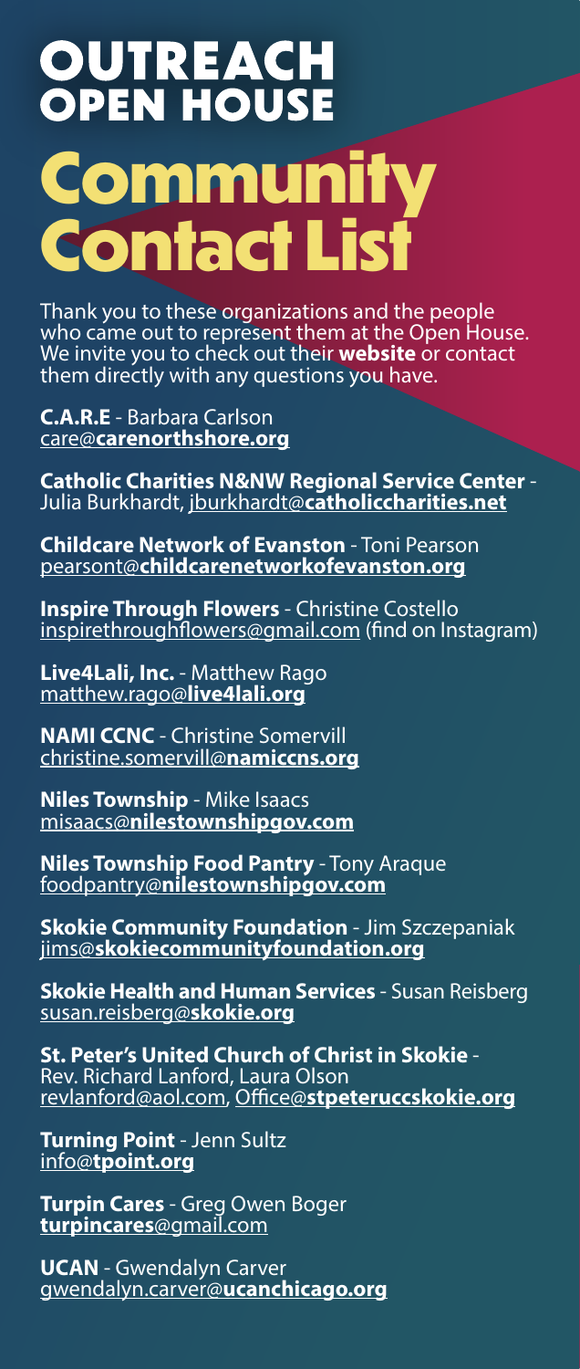# OUTREACH OPEN HOUSE

# Community Contact List

Thank you to these organizations and the people who came out to represent them at the Open House. We invite you to check out their **website** or contact them directly with any questions you have.

**C.A.R.E** - Barbara Carlson
care@**carenorthshore.org**

**Catholic Charities N&NW Regional Service Center** - Julia Burkhardt, jburkhardt@**catholiccharities.net**

**Childcare Network of Evanston** - Toni Pearson
pearsont@**childcarenetworkofevanston.org**

**Inspire Through Flowers** - Christine Costello
inspirethroughflowers@gmail.com (find on Instagram)

**Live4Lali, Inc.** - Matthew Rago
matthew.rago@**live4lali.org**

**NAMI CCNC** - Christine Somervill
christine.somervill@**namiccns.org**

**Niles Township** - Mike Isaacs
misaacs@**nilestownshipgov.com**

**Niles Township Food Pantry** - Tony Araque
foodpantry@**nilestownshipgov.com**

**Skokie Community Foundation** - Jim Szczepaniak
jims@**skokiecommunityfoundation.org**

**Skokie Health and Human Services** - Susan Reisberg
susan.reisberg@**skokie.org**

**St. Peter's United Church of Christ in Skokie** - Rev. Richard Lanford, Laura Olson
revlanford@aol.com, Office@**stpeteruccskokie.org**

**Turning Point** - Jenn Sultz
info@**tpoint.org**

**Turpin Cares** - Greg Owen Boger
**turpincares**@gmail.com

**UCAN** - Gwendalyn Carver
gwendalyn.carver@**ucanchicago.org**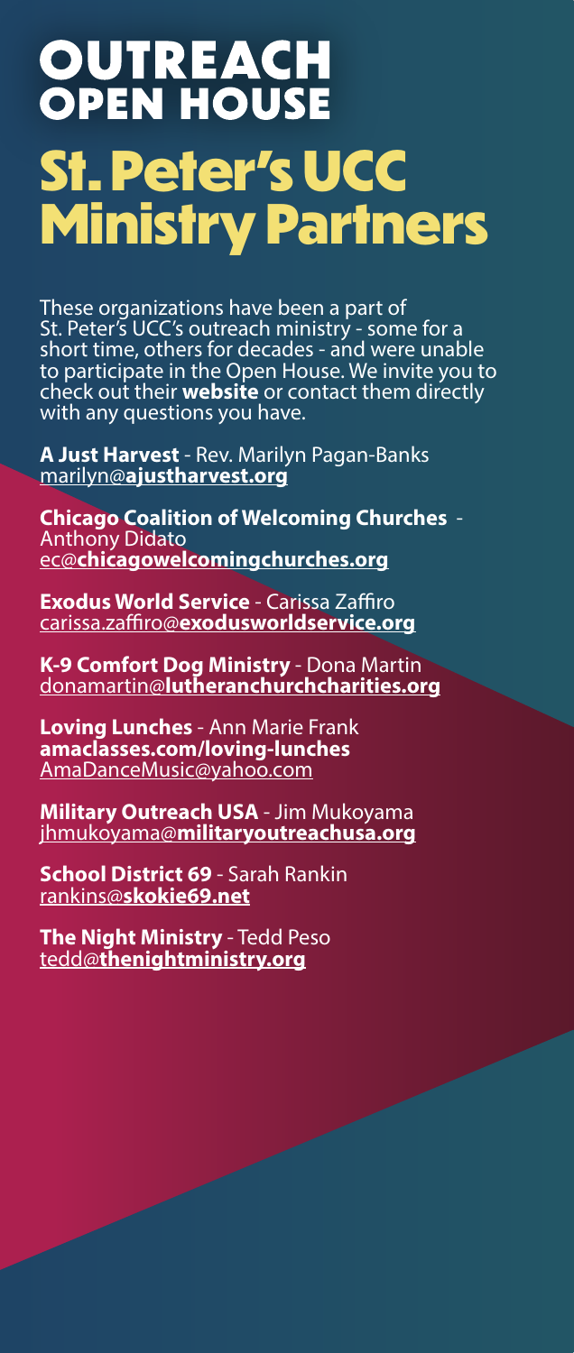# OUTREACH OPEN HOUSE

# St. Peter's UCC Ministry Partners

These organizations have been a part of St. Peter's UCC's outreach ministry - some for a short time, others for decades - and were unable to participate in the Open House. We invite you to check out their **website** or contact them directly with any questions you have.

**A Just Harvest** - Rev. Marilyn Pagan-Banks
marilyn@**ajustharvest.org**

**Chicago Coalition of Welcoming Churches** - Anthony Didato
ec@**chicagowelcomingchurches.org**

**Exodus World Service** - Carissa Zaffiro
carissa.zaffiro@**exodusworldservice.org**

**K-9 Comfort Dog Ministry** - Dona Martin
donamartin@**lutheranchurchcharities.org**

**Loving Lunches** - Ann Marie Frank
**amaclasses.com/loving-lunches**
AmaDanceMusic@yahoo.com

**Military Outreach USA** - Jim Mukoyama
jhmukoyama@**militaryoutreachusa.org**

**School District 69** - Sarah Rankin
rankins@**skokie69.net**

**The Night Ministry** - Tedd Peso
tedd@**thenightministry.org**